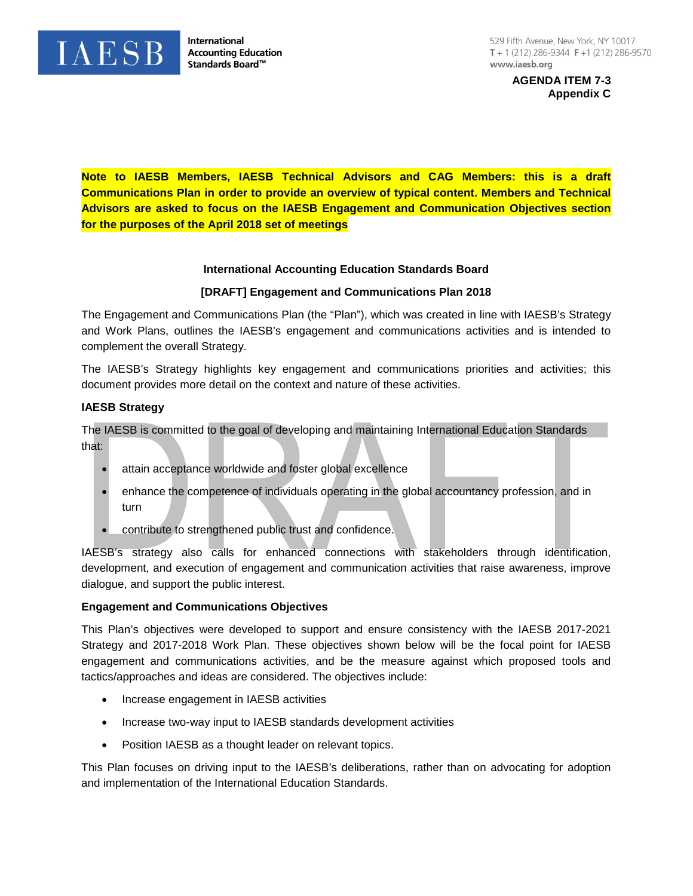**AGENDA ITEM 7-3**
**Appendix C**

**Note to IAESB Members, IAESB Technical Advisors and CAG Members: this is a draft Communications Plan in order to provide an overview of typical content. Members and Technical Advisors are asked to focus on the IAESB Engagement and Communication Objectives section for the purposes of the April 2018 set of meetings**

# International Accounting Education Standards Board

## [DRAFT] Engagement and Communications Plan 2018

The Engagement and Communications Plan (the "Plan"), which was created in line with IAESB's Strategy and Work Plans, outlines the IAESB's engagement and communications activities and is intended to complement the overall Strategy.

The IAESB's Strategy highlights key engagement and communications priorities and activities; this document provides more detail on the context and nature of these activities.

### IAESB Strategy

The IAESB is committed to the goal of developing and maintaining International Education Standards that:

- attain acceptance worldwide and foster global excellence
- enhance the competence of individuals operating in the global accountancy profession, and in turn
- contribute to strengthened public trust and confidence.

IAESB's strategy also calls for enhanced connections with stakeholders through identification, development, and execution of engagement and communication activities that raise awareness, improve dialogue, and support the public interest.

### Engagement and Communications Objectives

This Plan's objectives were developed to support and ensure consistency with the IAESB 2017-2021 Strategy and 2017-2018 Work Plan. These objectives shown below will be the focal point for IAESB engagement and communications activities, and be the measure against which proposed tools and tactics/approaches and ideas are considered. The objectives include:

- Increase engagement in IAESB activities
- Increase two-way input to IAESB standards development activities
- Position IAESB as a thought leader on relevant topics.

This Plan focuses on driving input to the IAESB's deliberations, rather than on advocating for adoption and implementation of the International Education Standards.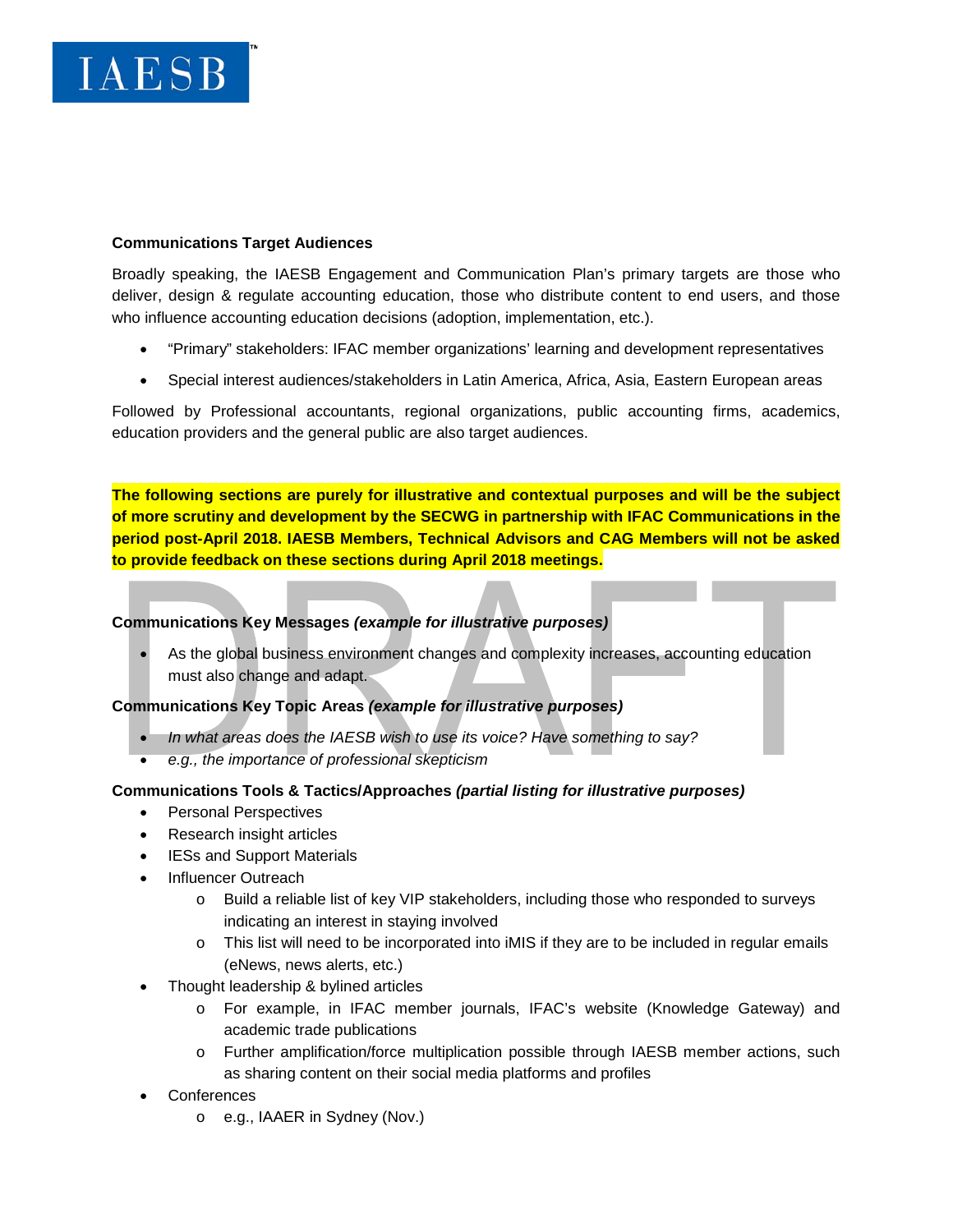**Communications Target Audiences**

Broadly speaking, the IAESB Engagement and Communication Plan's primary targets are those who deliver, design & regulate accounting education, those who distribute content to end users, and those who influence accounting education decisions (adoption, implementation, etc.).

- "Primary" stakeholders: IFAC member organizations' learning and development representatives
- Special interest audiences/stakeholders in Latin America, Africa, Asia, Eastern European areas

Followed by Professional accountants, regional organizations, public accounting firms, academics, education providers and the general public are also target audiences.

**The following sections are purely for illustrative and contextual purposes and will be the subject of more scrutiny and development by the SECWG in partnership with IFAC Communications in the period post-April 2018. IAESB Members, Technical Advisors and CAG Members will not be asked to provide feedback on these sections during April 2018 meetings.**

**Communications Key Messages *(example for illustrative purposes)***

- As the global business environment changes and complexity increases, accounting education must also change and adapt.

**Communications Key Topic Areas *(example for illustrative purposes)***

- *In what areas does the IAESB wish to use its voice? Have something to say?*
- *e.g., the importance of professional skepticism*

**Communications Tools & Tactics/Approaches *(partial listing for illustrative purposes)***

- Personal Perspectives
- Research insight articles
- IESs and Support Materials
- Influencer Outreach
  - Build a reliable list of key VIP stakeholders, including those who responded to surveys indicating an interest in staying involved
  - This list will need to be incorporated into iMIS if they are to be included in regular emails (eNews, news alerts, etc.)
- Thought leadership & bylined articles
  - For example, in IFAC member journals, IFAC's website (Knowledge Gateway) and academic trade publications
  - Further amplification/force multiplication possible through IAESB member actions, such as sharing content on their social media platforms and profiles
- Conferences
  - e.g., IAAER in Sydney (Nov.)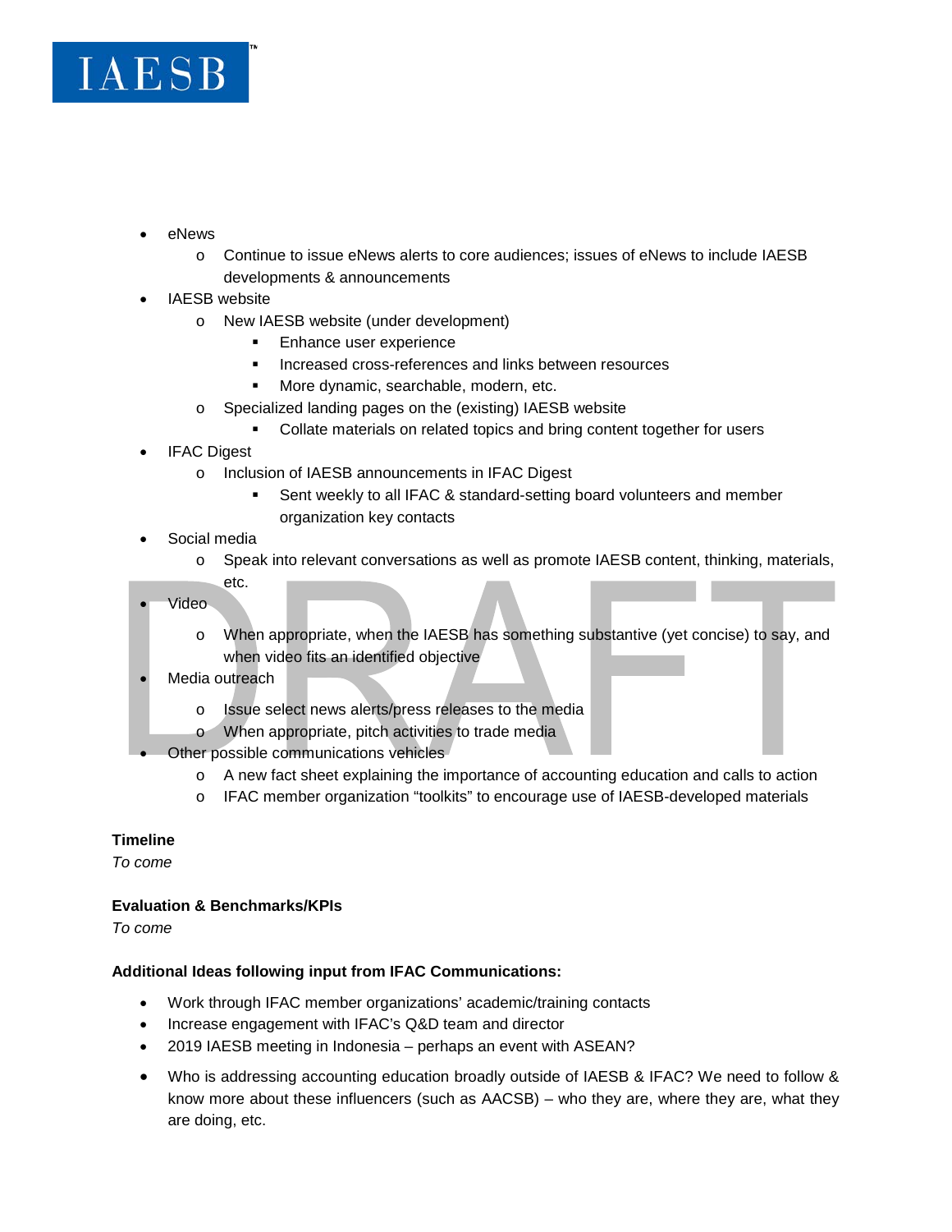- eNews
  - Continue to issue eNews alerts to core audiences; issues of eNews to include IAESB developments & announcements
- IAESB website
  - New IAESB website (under development)
    - Enhance user experience
    - Increased cross-references and links between resources
    - More dynamic, searchable, modern, etc.
  - Specialized landing pages on the (existing) IAESB website
    - Collate materials on related topics and bring content together for users
- IFAC Digest
  - Inclusion of IAESB announcements in IFAC Digest
    - Sent weekly to all IFAC & standard-setting board volunteers and member organization key contacts
- Social media
  - Speak into relevant conversations as well as promote IAESB content, thinking, materials, etc.
- Video
  - When appropriate, when the IAESB has something substantive (yet concise) to say, and when video fits an identified objective
- Media outreach
  - Issue select news alerts/press releases to the media
  - When appropriate, pitch activities to trade media
- Other possible communications vehicles
  - A new fact sheet explaining the importance of accounting education and calls to action
  - IFAC member organization "toolkits" to encourage use of IAESB-developed materials

**Timeline**

*To come*

**Evaluation & Benchmarks/KPIs**

*To come*

**Additional Ideas following input from IFAC Communications:**

- Work through IFAC member organizations' academic/training contacts
- Increase engagement with IFAC's Q&D team and director
- 2019 IAESB meeting in Indonesia – perhaps an event with ASEAN?
- Who is addressing accounting education broadly outside of IAESB & IFAC? We need to follow & know more about these influencers (such as AACSB) – who they are, where they are, what they are doing, etc.